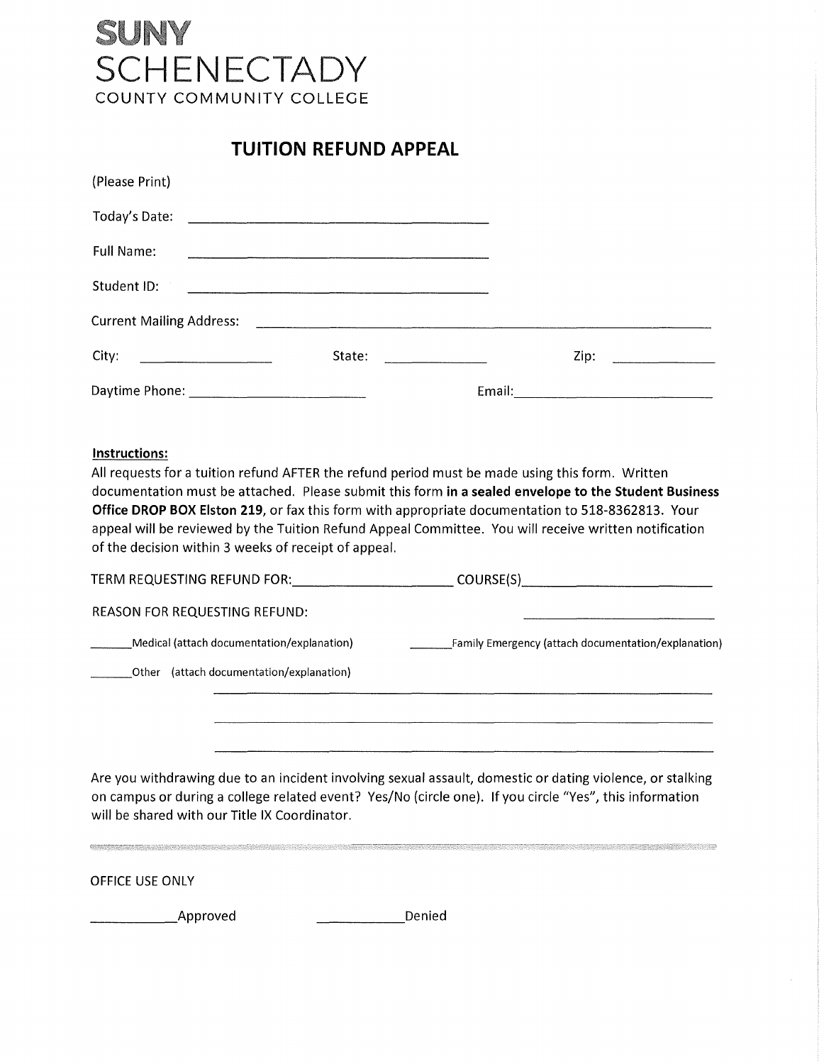**SUNY**
**SCHENECTADY**
COUNTY COMMUNITY COLLEGE

# TUITION REFUND APPEAL

(Please Print)

Today's Date: ______________________________

Full Name: ______________________________

Student ID: ______________________________

Current Mailing Address: ______________________________________________

City: ______________ State: __________ Zip: __________

Daytime Phone: ____________________ Email: ______________________

**Instructions:**

All requests for a tuition refund AFTER the refund period must be made using this form. Written documentation must be attached. Please submit this form **in a sealed envelope to the Student Business Office DROP BOX Elston 219**, or fax this form with appropriate documentation to 518-8362813. Your appeal will be reviewed by the Tuition Refund Appeal Committee. You will receive written notification of the decision within 3 weeks of receipt of appeal.

TERM REQUESTING REFUND FOR: __________________ COURSE(S) __________________

REASON FOR REQUESTING REFUND: __________________

______Medical (attach documentation/explanation) ______Family Emergency (attach documentation/explanation)

______Other (attach documentation/explanation) ______________________________________________

______________________________________________

______________________________________________

Are you withdrawing due to an incident involving sexual assault, domestic or dating violence, or stalking on campus or during a college related event? Yes/No (circle one). If you circle "Yes", this information will be shared with our Title IX Coordinator.

---

OFFICE USE ONLY

__________Approved __________Denied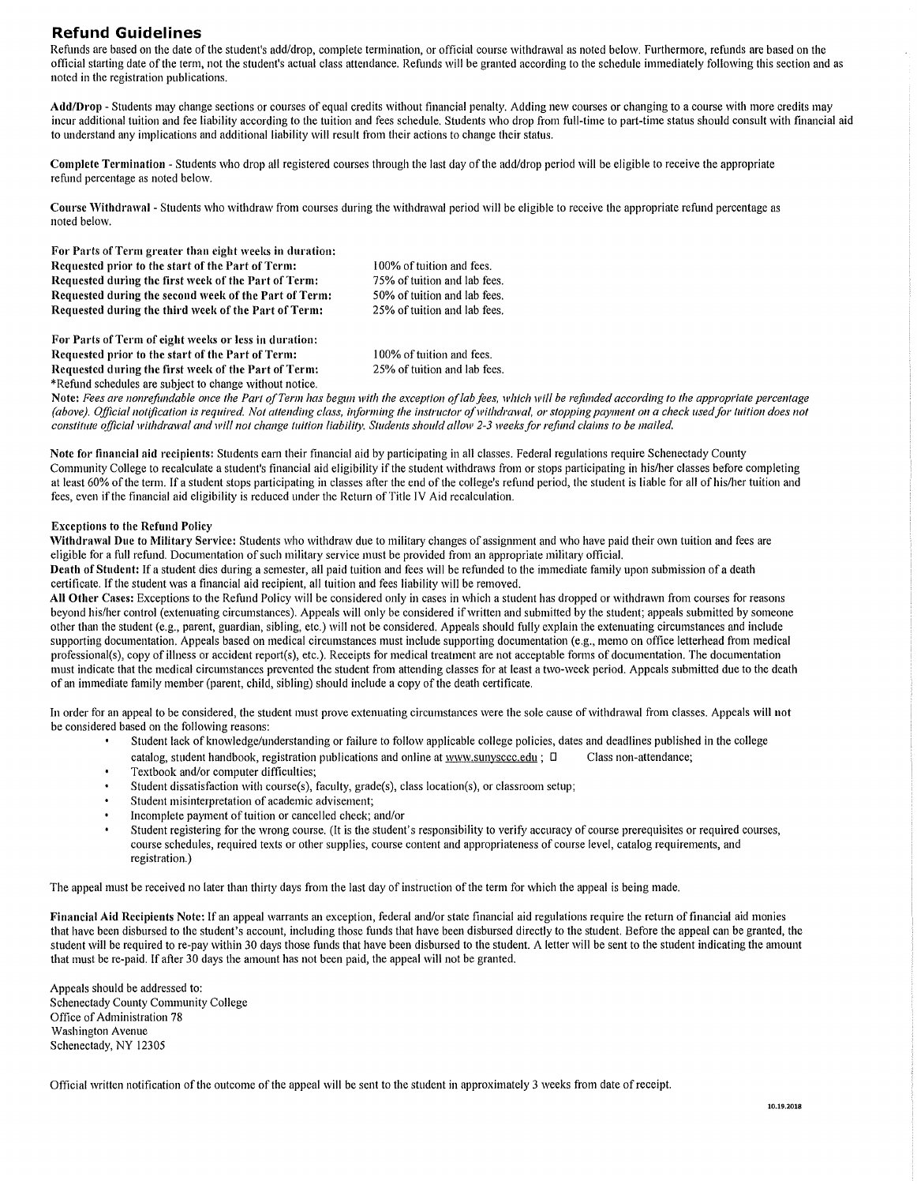## Refund Guidelines

Refunds are based on the date of the student's add/drop, complete termination, or official course withdrawal as noted below. Furthermore, refunds are based on the official starting date of the term, not the student's actual class attendance. Refunds will be granted according to the schedule immediately following this section and as noted in the registration publications.

**Add/Drop** - Students may change sections or courses of equal credits without financial penalty. Adding new courses or changing to a course with more credits may incur additional tuition and fee liability according to the tuition and fees schedule. Students who drop from full-time to part-time status should consult with financial aid to understand any implications and additional liability will result from their actions to change their status.

**Complete Termination** - Students who drop all registered courses through the last day of the add/drop period will be eligible to receive the appropriate refund percentage as noted below.

**Course Withdrawal** - Students who withdraw from courses during the withdrawal period will be eligible to receive the appropriate refund percentage as noted below.

| | |
|---|---|
| **For Parts of Term greater than eight weeks in duration:** | |
| **Requested prior to the start of the Part of Term:** | 100% of tuition and fees. |
| **Requested during the first week of the Part of Term:** | 75% of tuition and lab fees. |
| **Requested during the second week of the Part of Term:** | 50% of tuition and lab fees. |
| **Requested during the third week of the Part of Term:** | 25% of tuition and lab fees. |
| **For Parts of Term of eight weeks or less in duration:** | |
| **Requested prior to the start of the Part of Term:** | 100% of tuition and fees. |
| **Requested during the first week of the Part of Term:** | 25% of tuition and lab fees. |

*Refund schedules are subject to change without notice.

**Note:** *Fees are nonrefundable once the Part of Term has begun with the exception of lab fees, which will be refunded according to the appropriate percentage (above). Official notification is required. Not attending class, informing the instructor of withdrawal, or stopping payment on a check used for tuition does not constitute official withdrawal and will not change tuition liability. Students should allow 2-3 weeks for refund claims to be mailed.*

**Note for financial aid recipients:** Students earn their financial aid by participating in all classes. Federal regulations require Schenectady County Community College to recalculate a student's financial aid eligibility if the student withdraws from or stops participating in his/her classes before completing at least 60% of the term. If a student stops participating in classes after the end of the college's refund period, the student is liable for all of his/her tuition and fees, even if the financial aid eligibility is reduced under the Return of Title IV Aid recalculation.

**Exceptions to the Refund Policy**

**Withdrawal Due to Military Service:** Students who withdraw due to military changes of assignment and who have paid their own tuition and fees are eligible for a full refund. Documentation of such military service must be provided from an appropriate military official.

**Death of Student:** If a student dies during a semester, all paid tuition and fees will be refunded to the immediate family upon submission of a death certificate. If the student was a financial aid recipient, all tuition and fees liability will be removed.

**All Other Cases:** Exceptions to the Refund Policy will be considered only in cases in which a student has dropped or withdrawn from courses for reasons beyond his/her control (extenuating circumstances). Appeals will only be considered if written and submitted by the student; appeals submitted by someone other than the student (e.g., parent, guardian, sibling, etc.) will not be considered. Appeals should fully explain the extenuating circumstances and include supporting documentation. Appeals based on medical circumstances must include supporting documentation (e.g., memo on office letterhead from medical professional(s), copy of illness or accident report(s), etc.). Receipts for medical treatment are not acceptable forms of documentation. The documentation must indicate that the medical circumstances prevented the student from attending classes for at least a two-week period. Appeals submitted due to the death of an immediate family member (parent, child, sibling) should include a copy of the death certificate.

In order for an appeal to be considered, the student must prove extenuating circumstances were the sole cause of withdrawal from classes. Appeals will not be considered based on the following reasons:

- Student lack of knowledge/understanding or failure to follow applicable college policies, dates and deadlines published in the college catalog, student handbook, registration publications and online at www.sunysccc.edu ;
- Class non-attendance;
- Textbook and/or computer difficulties;
- Student dissatisfaction with course(s), faculty, grade(s), class location(s), or classroom setup;
- Student misinterpretation of academic advisement;
- Incomplete payment of tuition or cancelled check; and/or
- Student registering for the wrong course. (It is the student's responsibility to verify accuracy of course prerequisites or required courses, course schedules, required texts or other supplies, course content and appropriateness of course level, catalog requirements, and registration.)

The appeal must be received no later than thirty days from the last day of instruction of the term for which the appeal is being made.

**Financial Aid Recipients Note:** If an appeal warrants an exception, federal and/or state financial aid regulations require the return of financial aid monies that have been disbursed to the student's account, including those funds that have been disbursed directly to the student. Before the appeal can be granted, the student will be required to re-pay within 30 days those funds that have been disbursed to the student. A letter will be sent to the student indicating the amount that must be re-paid. If after 30 days the amount has not been paid, the appeal will not be granted.

Appeals should be addressed to:
Schenectady County Community College
Office of Administration 78
Washington Avenue
Schenectady, NY 12305

Official written notification of the outcome of the appeal will be sent to the student in approximately 3 weeks from date of receipt.

10.19.2018